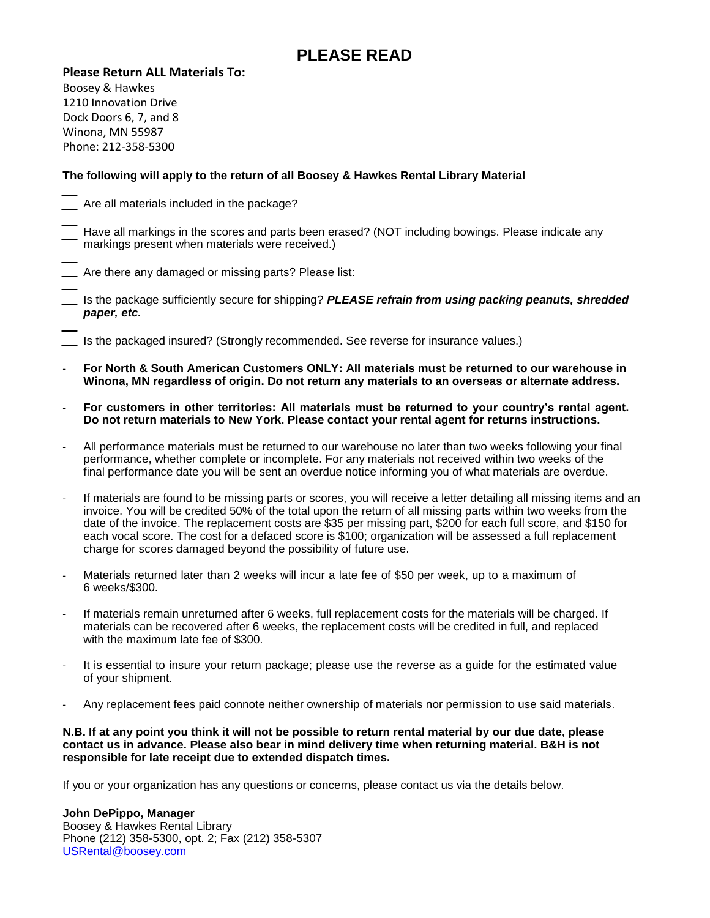# PLEASE READ

**Please Return ALL Materials To:**
Boosey & Hawkes
1210 Innovation Drive
Dock Doors 6, 7, and 8
Winona, MN 55987
Phone: 212-358-5300

**The following will apply to the return of all Boosey & Hawkes Rental Library Material**

- [ ] Are all materials included in the package?
- [ ] Have all markings in the scores and parts been erased? (NOT including bowings. Please indicate any markings present when materials were received.)
- [ ] Are there any damaged or missing parts? Please list:
- [ ] Is the package sufficiently secure for shipping? ***PLEASE refrain from using packing peanuts, shredded paper, etc.***
- [ ] Is the packaged insured? (Strongly recommended. See reverse for insurance values.)

- **For North & South American Customers ONLY: All materials must be returned to our warehouse in Winona, MN regardless of origin. Do not return any materials to an overseas or alternate address.**
- **For customers in other territories: All materials must be returned to your country's rental agent. Do not return materials to New York. Please contact your rental agent for returns instructions.**
- All performance materials must be returned to our warehouse no later than two weeks following your final performance, whether complete or incomplete. For any materials not received within two weeks of the final performance date you will be sent an overdue notice informing you of what materials are overdue.
- If materials are found to be missing parts or scores, you will receive a letter detailing all missing items and an invoice. You will be credited 50% of the total upon the return of all missing parts within two weeks from the date of the invoice. The replacement costs are $35 per missing part, $200 for each full score, and $150 for each vocal score. The cost for a defaced score is $100; organization will be assessed a full replacement charge for scores damaged beyond the possibility of future use.
- Materials returned later than 2 weeks will incur a late fee of $50 per week, up to a maximum of 6 weeks/$300.
- If materials remain unreturned after 6 weeks, full replacement costs for the materials will be charged. If materials can be recovered after 6 weeks, the replacement costs will be credited in full, and replaced with the maximum late fee of $300.
- It is essential to insure your return package; please use the reverse as a guide for the estimated value of your shipment.
- Any replacement fees paid connote neither ownership of materials nor permission to use said materials.

**N.B. If at any point you think it will not be possible to return rental material by our due date, please contact us in advance. Please also bear in mind delivery time when returning material. B&H is not responsible for late receipt due to extended dispatch times.**

If you or your organization has any questions or concerns, please contact us via the details below.

**John DePippo, Manager**
Boosey & Hawkes Rental Library
Phone (212) 358-5300, opt. 2; Fax (212) 358-5307
[USRental@boosey.com](mailto:USRental@boosey.com)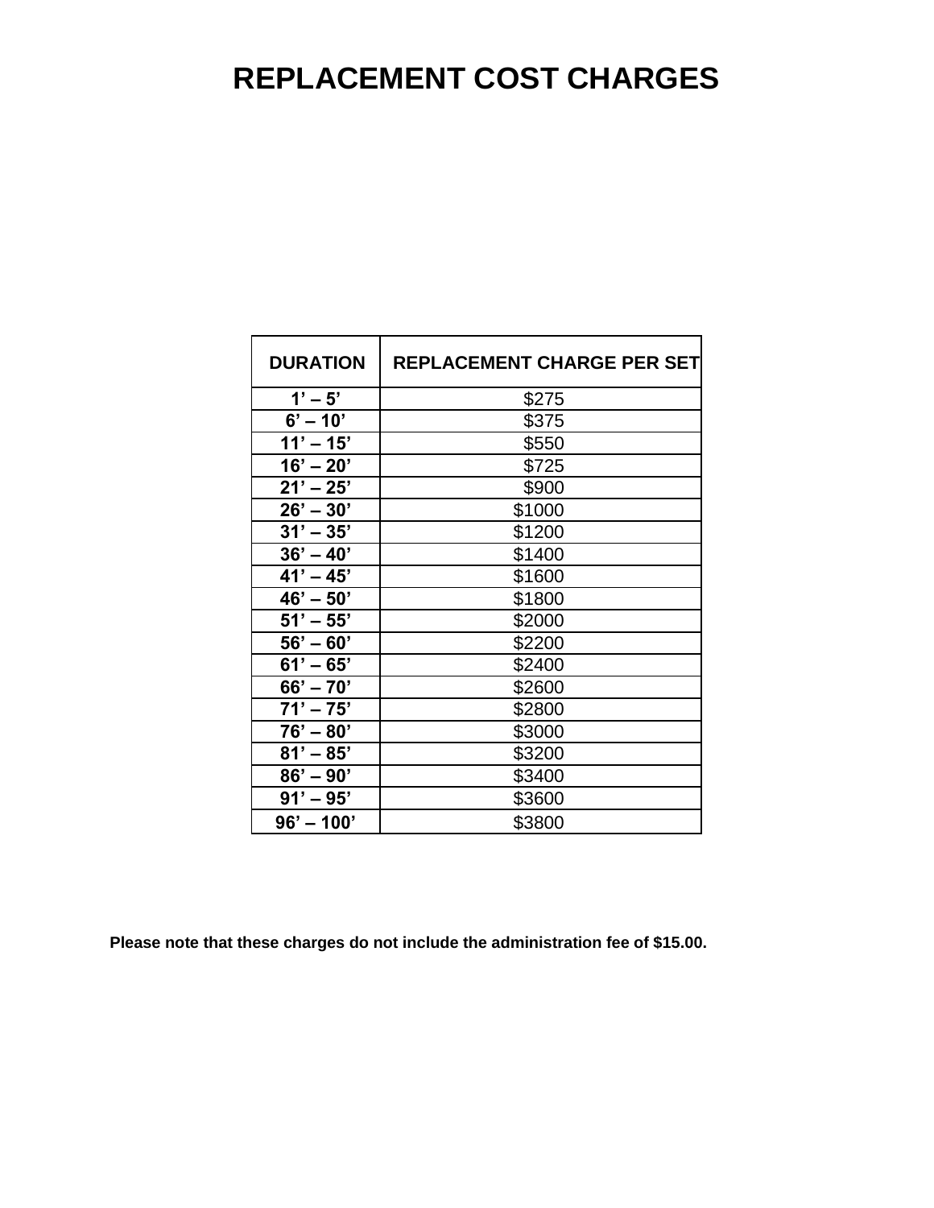# REPLACEMENT COST CHARGES

| DURATION | REPLACEMENT CHARGE PER SET |
|---|---|
| 1’ – 5’ | $275 |
| 6’ – 10’ | $375 |
| 11’ – 15’ | $550 |
| 16’ – 20’ | $725 |
| 21’ – 25’ | $900 |
| 26’ – 30’ | $1000 |
| 31’ – 35’ | $1200 |
| 36’ – 40’ | $1400 |
| 41’ – 45’ | $1600 |
| 46’ – 50’ | $1800 |
| 51’ – 55’ | $2000 |
| 56’ – 60’ | $2200 |
| 61’ – 65’ | $2400 |
| 66’ – 70’ | $2600 |
| 71’ – 75’ | $2800 |
| 76’ – 80’ | $3000 |
| 81’ – 85’ | $3200 |
| 86’ – 90’ | $3400 |
| 91’ – 95’ | $3600 |
| 96’ – 100’ | $3800 |

**Please note that these charges do not include the administration fee of $15.00.**